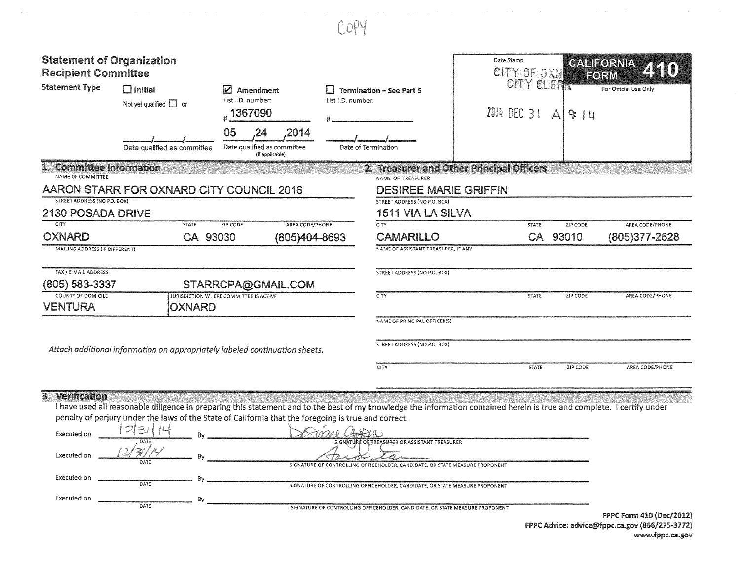COPY

# Statement of Organization
## Recipient Committee

**CALIFORNIA FORM 410**

For Official Use Only

Date Stamp: CITY OF OXN[ARD] CITY CLERK 2014 DEC 31 A 9:14

**Statement Type**

- ☐ **Initial** — Not yet qualified ☐ or ___/___/___ Date qualified as committee
- ☑ **Amendment** — List I.D. number: # 1367090 — 05/24/2014 Date qualified as committee (If applicable)
- ☐ **Termination – See Part 5** — List I.D. number: # ______ — ___/___/___ Date of Termination

## 1. Committee Information

| | |
|---|---|
| NAME OF COMMITTEE | AARON STARR FOR OXNARD CITY COUNCIL 2016 |
| STREET ADDRESS (NO P.O. BOX) | 2130 POSADA DRIVE |
| CITY | OXNARD |
| STATE | CA |
| ZIP CODE | 93030 |
| AREA CODE/PHONE | (805)404-8693 |
| MAILING ADDRESS (IF DIFFERENT) | |
| FAX / E-MAIL ADDRESS | (805) 583-3337 STARRCPA@GMAIL.COM |
| COUNTY OF DOMICILE | VENTURA |
| JURISDICTION WHERE COMMITTEE IS ACTIVE | OXNARD |

*Attach additional information on appropriately labeled continuation sheets.*

## 2. Treasurer and Other Principal Officers

| | |
|---|---|
| NAME OF TREASURER | DESIREE MARIE GRIFFIN |
| STREET ADDRESS (NO P.O. BOX) | 1511 VIA LA SILVA |
| CITY | CAMARILLO |
| STATE | CA |
| ZIP CODE | 93010 |
| AREA CODE/PHONE | (805)377-2628 |
| NAME OF ASSISTANT TREASURER, IF ANY | |
| STREET ADDRESS (NO P.O. BOX) | |
| CITY / STATE / ZIP CODE / AREA CODE/PHONE | |
| NAME OF PRINCIPAL OFFICER(S) | |
| STREET ADDRESS (NO P.O. BOX) | |
| CITY / STATE / ZIP CODE / AREA CODE/PHONE | |

## 3. Verification

I have used all reasonable diligence in preparing this statement and to the best of my knowledge the information contained herein is true and complete. I certify under penalty of perjury under the laws of the State of California that the foregoing is true and correct.

Executed on 12/31/14 (DATE) By [signature] — SIGNATURE OF TREASURER OR ASSISTANT TREASURER

Executed on 12/31/14 (DATE) By [signature] — SIGNATURE OF CONTROLLING OFFICEHOLDER, CANDIDATE, OR STATE MEASURE PROPONENT

Executed on ________ (DATE) By ________ — SIGNATURE OF CONTROLLING OFFICEHOLDER, CANDIDATE, OR STATE MEASURE PROPONENT

Executed on ________ (DATE) By ________ — SIGNATURE OF CONTROLLING OFFICEHOLDER, CANDIDATE, OR STATE MEASURE PROPONENT

**FPPC Form 410 (Dec/2012)**
**FPPC Advice: advice@fppc.ca.gov (866/275-3772)**
**www.fppc.ca.gov**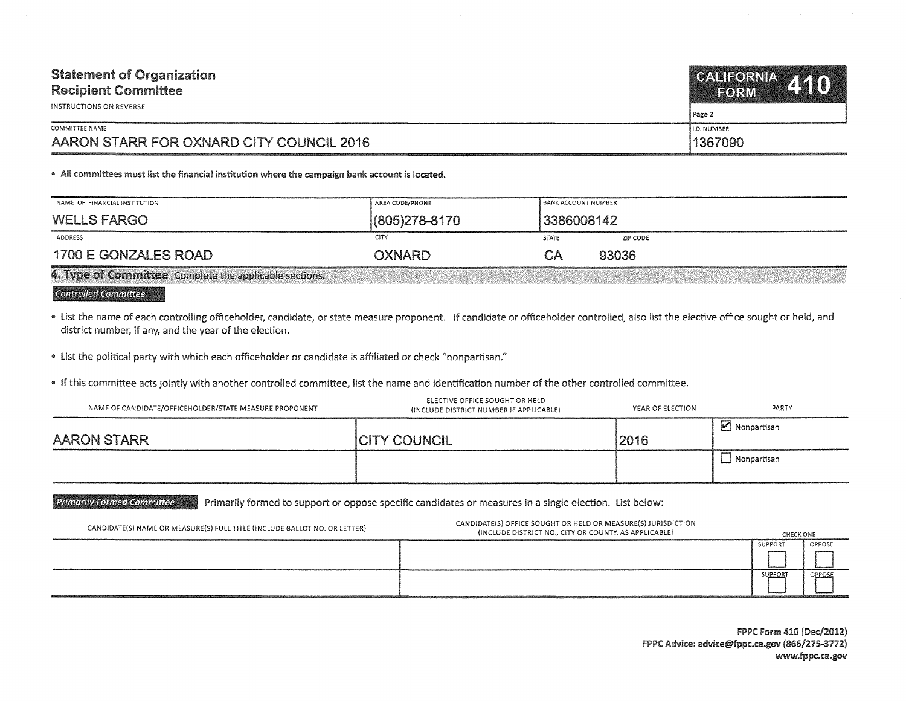## Statement of Organization
## Recipient Committee

INSTRUCTIONS ON REVERSE

**CALIFORNIA FORM 410**

Page 2

| COMMITTEE NAME | I.D. NUMBER |
|---|---|
| AARON STARR FOR OXNARD CITY COUNCIL 2016 | 1367090 |

- **All committees must list the financial institution where the campaign bank account is located.**

| NAME OF FINANCIAL INSTITUTION | AREA CODE/PHONE | BANK ACCOUNT NUMBER | |
|---|---|---|---|
| WELLS FARGO | (805)278-8170 | 3386008142 | |
| **ADDRESS** | **CITY** | **STATE** | **ZIP CODE** |
| 1700 E GONZALES ROAD | OXNARD | CA | 93036 |

### 4. Type of Committee
Complete the applicable sections.

*Controlled Committee*

- List the name of each controlling officeholder, candidate, or state measure proponent. If candidate or officeholder controlled, also list the elective office sought or held, and district number, if any, and the year of the election.
- List the political party with which each officeholder or candidate is affiliated or check "nonpartisan."
- If this committee acts jointly with another controlled committee, list the name and identification number of the other controlled committee.

| NAME OF CANDIDATE/OFFICEHOLDER/STATE MEASURE PROPONENT | ELECTIVE OFFICE SOUGHT OR HELD (INCLUDE DISTRICT NUMBER IF APPLICABLE) | YEAR OF ELECTION | PARTY |
|---|---|---|---|
| AARON STARR | CITY COUNCIL | 2016 | ☑ Nonpartisan |
| | | | ☐ Nonpartisan |

*Primarily Formed Committee* Primarily formed to support or oppose specific candidates or measures in a single election. List below:

| CANDIDATE(S) NAME OR MEASURE(S) FULL TITLE (INCLUDE BALLOT NO. OR LETTER) | CANDIDATE(S) OFFICE SOUGHT OR HELD OR MEASURE(S) JURISDICTION (INCLUDE DISTRICT NO., CITY OR COUNTY, AS APPLICABLE) | CHECK ONE | |
|---|---|---|---|
| | | SUPPORT ☐ | OPPOSE ☐ |
| | | SUPPORT ☐ | OPPOSE ☐ |

FPPC Form 410 (Dec/2012)
FPPC Advice: advice@fppc.ca.gov (866/275-3772)
www.fppc.ca.gov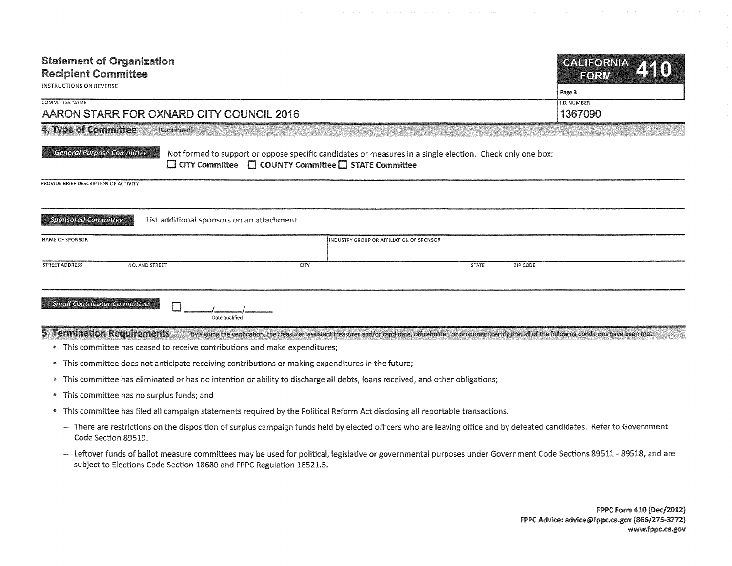# Statement of Organization
# Recipient Committee

INSTRUCTIONS ON REVERSE

**CALIFORNIA FORM 410**

Page 3

| COMMITTEE NAME | I.D. NUMBER |
| --- | --- |
| AARON STARR FOR OXNARD CITY COUNCIL 2016 | 1367090 |

## 4. Type of Committee (Continued)

*General Purpose Committee* Not formed to support or oppose specific candidates or measures in a single election. Check only one box:

☐ **CITY Committee** ☐ **COUNTY Committee** ☐ **STATE Committee**

PROVIDE BRIEF DESCRIPTION OF ACTIVITY

*Sponsored Committee* List additional sponsors on an attachment.

| NAME OF SPONSOR | INDUSTRY GROUP OR AFFILIATION OF SPONSOR |
| --- | --- |
| | |

| STREET ADDRESS NO. AND STREET | CITY | STATE | ZIP CODE |
| --- | --- | --- | --- |
| | | | |

*Small Contributor Committee* ☐ _____/_____/_____
Date qualified

## 5. Termination Requirements

By signing the verification, the treasurer, assistant treasurer and/or candidate, officeholder, or proponent certify that all of the following conditions have been met:

- This committee has ceased to receive contributions and make expenditures;
- This committee does not anticipate receiving contributions or making expenditures in the future;
- This committee has eliminated or has no intention or ability to discharge all debts, loans received, and other obligations;
- This committee has no surplus funds; and
- This committee has filed all campaign statements required by the Political Reform Act disclosing all reportable transactions.
  - -- There are restrictions on the disposition of surplus campaign funds held by elected officers who are leaving office and by defeated candidates. Refer to Government Code Section 89519.
  - -- Leftover funds of ballot measure committees may be used for political, legislative or governmental purposes under Government Code Sections 89511 - 89518, and are subject to Elections Code Section 18680 and FPPC Regulation 18521.5.

**FPPC Form 410 (Dec/2012)**
**FPPC Advice: advice@fppc.ca.gov (866/275-3772)**
**www.fppc.ca.gov**